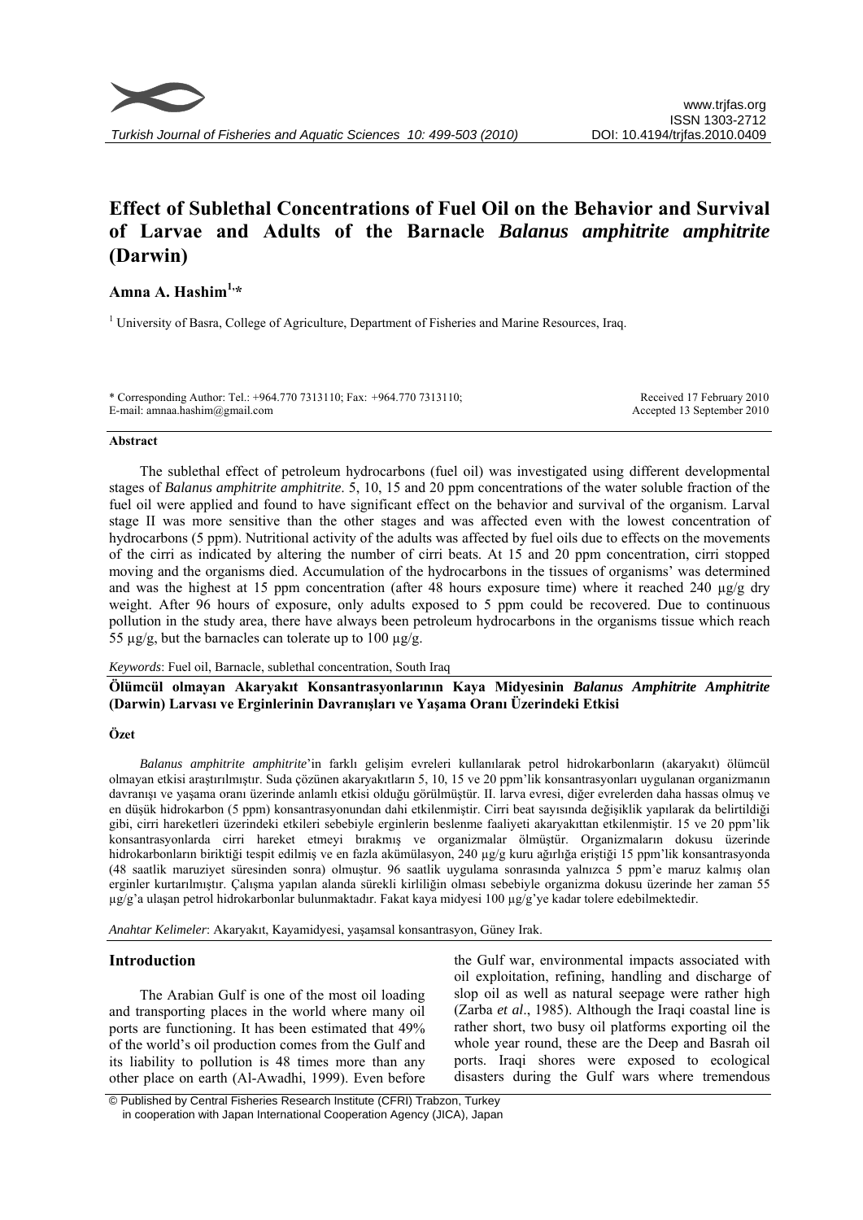# Effect of Sublethal Concentrations of Fuel Oil on the Behavior and Survival of Larvae and Adults of the Barnacle *Balanus amphitrite amphitrite* (Darwin)

**Amna A. Hashim**[1,*]

[1] University of Basra, College of Agriculture, Department of Fisheries and Marine Resources, Iraq.

\* Corresponding Author: Tel.: +964.770 7313110; Fax: +964.770 7313110;
E-mail: amnaa.hashim@gmail.com

Received 17 February 2010
Accepted 13 September 2010

### Abstract

The sublethal effect of petroleum hydrocarbons (fuel oil) was investigated using different developmental stages of *Balanus amphitrite amphitrite*. 5, 10, 15 and 20 ppm concentrations of the water soluble fraction of the fuel oil were applied and found to have significant effect on the behavior and survival of the organism. Larval stage II was more sensitive than the other stages and was affected even with the lowest concentration of hydrocarbons (5 ppm). Nutritional activity of the adults was affected by fuel oils due to effects on the movements of the cirri as indicated by altering the number of cirri beats. At 15 and 20 ppm concentration, cirri stopped moving and the organisms died. Accumulation of the hydrocarbons in the tissues of organisms' was determined and was the highest at 15 ppm concentration (after 48 hours exposure time) where it reached 240 µg/g dry weight. After 96 hours of exposure, only adults exposed to 5 ppm could be recovered. Due to continuous pollution in the study area, there have always been petroleum hydrocarbons in the organisms tissue which reach 55 µg/g, but the barnacles can tolerate up to 100 µg/g.

*Keywords*: Fuel oil, Barnacle, sublethal concentration, South Iraq

**Ölümcül olmayan Akaryakıt Konsantrasyonlarının Kaya Midyesinin *Balanus Amphitrite Amphitrite* (Darwin) Larvası ve Erginlerinin Davranışları ve Yaşama Oranı Üzerindeki Etkisi**

### Özet

*Balanus amphitrite amphitrite*'in farklı gelişim evreleri kullanılarak petrol hidrokarbonların (akaryakıt) ölümcül olmayan etkisi araştırılmıştır. Suda çözünen akaryakıtların 5, 10, 15 ve 20 ppm'lik konsantrasyonları uygulanan organizmanın davranışı ve yaşama oranı üzerinde anlamlı etkisi olduğu görülmüştür. II. larva evresi, diğer evrelerden daha hassas olmuş ve en düşük hidrokarbon (5 ppm) konsantrasyonundan dahi etkilenmiştir. Cirri beat sayısında değişiklik yapılarak da belirtildiği gibi, cirri hareketleri üzerindeki etkileri sebebiyle erginlerin beslenme faaliyeti akaryakıttan etkilenmiştir. 15 ve 20 ppm'lik konsantrasyonlarda cirri hareket etmeyi bırakmış ve organizmalar ölmüştür. Organizmaların dokusu üzerinde hidrokarbonların biriktiği tespit edilmiş ve en fazla akümülasyon, 240 µg/g kuru ağırlığa eriştiği 15 ppm'lik konsantrasyonda (48 saatlik maruziyet süresinden sonra) olmuştur. 96 saatlik uygulama sonrasında yalnızca 5 ppm'e maruz kalmış olan erginler kurtarılmıştır. Çalışma yapılan alanda sürekli kirliliğin olması sebebiyle organizma dokusu üzerinde her zaman 55 µg/g'a ulaşan petrol hidrokarbonlar bulunmaktadır. Fakat kaya midyesi 100 µg/g'ye kadar tolere edebilmektedir.

*Anahtar Kelimeler*: Akaryakıt, Kayamidyesi, yaşamsal konsantrasyon, Güney Irak.

## Introduction

The Arabian Gulf is one of the most oil loading and transporting places in the world where many oil ports are functioning. It has been estimated that 49% of the world's oil production comes from the Gulf and its liability to pollution is 48 times more than any other place on earth (Al-Awadhi, 1999). Even before the Gulf war, environmental impacts associated with oil exploitation, refining, handling and discharge of slop oil as well as natural seepage were rather high (Zarba *et al*., 1985). Although the Iraqi coastal line is rather short, two busy oil platforms exporting oil the whole year round, these are the Deep and Basrah oil ports. Iraqi shores were exposed to ecological disasters during the Gulf wars where tremendous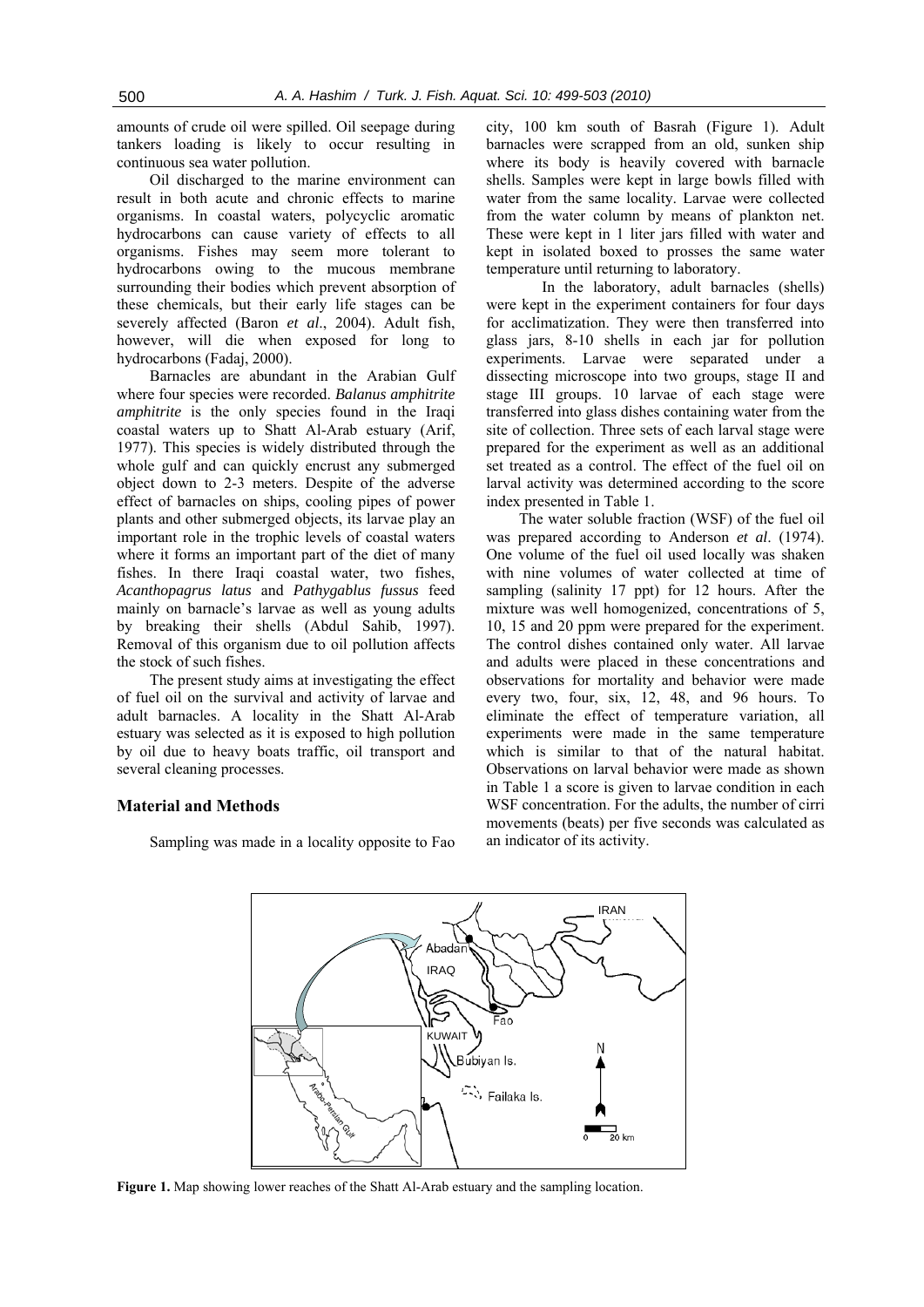amounts of crude oil were spilled. Oil seepage during tankers loading is likely to occur resulting in continuous sea water pollution.

Oil discharged to the marine environment can result in both acute and chronic effects to marine organisms. In coastal waters, polycyclic aromatic hydrocarbons can cause variety of effects to all organisms. Fishes may seem more tolerant to hydrocarbons owing to the mucous membrane surrounding their bodies which prevent absorption of these chemicals, but their early life stages can be severely affected (Baron *et al*., 2004). Adult fish, however, will die when exposed for long to hydrocarbons (Fadaj, 2000).

Barnacles are abundant in the Arabian Gulf where four species were recorded. *Balanus amphitrite amphitrite* is the only species found in the Iraqi coastal waters up to Shatt Al-Arab estuary (Arif, 1977). This species is widely distributed through the whole gulf and can quickly encrust any submerged object down to 2-3 meters. Despite of the adverse effect of barnacles on ships, cooling pipes of power plants and other submerged objects, its larvae play an important role in the trophic levels of coastal waters where it forms an important part of the diet of many fishes. In there Iraqi coastal water, two fishes, *Acanthopagrus latus* and *Pathygablus fussus* feed mainly on barnacle's larvae as well as young adults by breaking their shells (Abdul Sahib, 1997). Removal of this organism due to oil pollution affects the stock of such fishes.

The present study aims at investigating the effect of fuel oil on the survival and activity of larvae and adult barnacles. A locality in the Shatt Al-Arab estuary was selected as it is exposed to high pollution by oil due to heavy boats traffic, oil transport and several cleaning processes.

## Material and Methods

Sampling was made in a locality opposite to Fao city, 100 km south of Basrah (Figure 1). Adult barnacles were scrapped from an old, sunken ship where its body is heavily covered with barnacle shells. Samples were kept in large bowls filled with water from the same locality. Larvae were collected from the water column by means of plankton net. These were kept in 1 liter jars filled with water and kept in isolated boxed to prosses the same water temperature until returning to laboratory.

In the laboratory, adult barnacles (shells) were kept in the experiment containers for four days for acclimatization. They were then transferred into glass jars, 8-10 shells in each jar for pollution experiments. Larvae were separated under a dissecting microscope into two groups, stage II and stage III groups. 10 larvae of each stage were transferred into glass dishes containing water from the site of collection. Three sets of each larval stage were prepared for the experiment as well as an additional set treated as a control. The effect of the fuel oil on larval activity was determined according to the score index presented in Table 1.

The water soluble fraction (WSF) of the fuel oil was prepared according to Anderson *et al*. (1974). One volume of the fuel oil used locally was shaken with nine volumes of water collected at time of sampling (salinity 17 ppt) for 12 hours. After the mixture was well homogenized, concentrations of 5, 10, 15 and 20 ppm were prepared for the experiment. The control dishes contained only water. All larvae and adults were placed in these concentrations and observations for mortality and behavior were made every two, four, six, 12, 48, and 96 hours. To eliminate the effect of temperature variation, all experiments were made in the same temperature which is similar to that of the natural habitat. Observations on larval behavior were made as shown in Table 1 a score is given to larvae condition in each WSF concentration. For the adults, the number of cirri movements (beats) per five seconds was calculated as an indicator of its activity.

**Figure 1.** Map showing lower reaches of the Shatt Al-Arab estuary and the sampling location.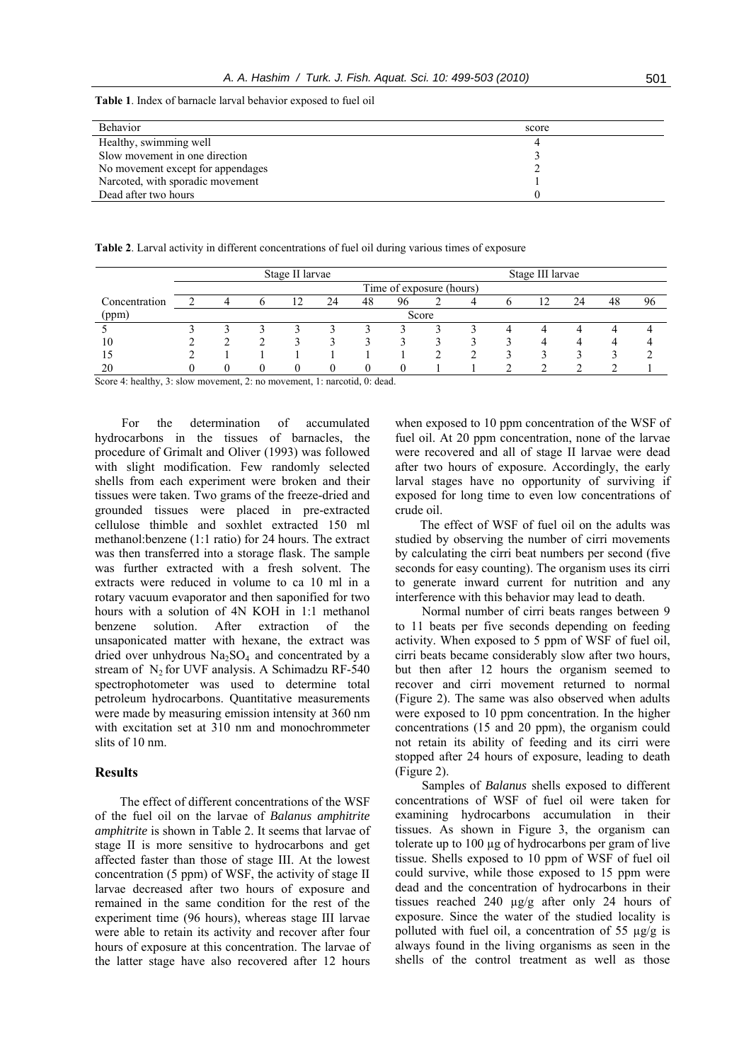**Table 1**. Index of barnacle larval behavior exposed to fuel oil

| Behavior | score |
|---|---|
| Healthy, swimming well | 4 |
| Slow movement in one direction | 3 |
| No movement except for appendages | 2 |
| Narcoted, with sporadic movement | 1 |
| Dead after two hours | 0 |

**Table 2**. Larval activity in different concentrations of fuel oil during various times of exposure

| | Stage II larvae | | | | | | | Stage III larvae | | | | | | |
|---|---|---|---|---|---|---|---|---|---|---|---|---|---|---|
| | Time of exposure (hours) | | | | | | | | | | | | | |
| Concentration | 2 | 4 | 6 | 12 | 24 | 48 | 96 | 2 | 4 | 6 | 12 | 24 | 48 | 96 |
| (ppm) | Score | | | | | | | | | | | | | |
| 5 | 3 | 3 | 3 | 3 | 3 | 3 | 3 | 3 | 3 | 4 | 4 | 4 | 4 | 4 |
| 10 | 2 | 2 | 2 | 3 | 3 | 3 | 3 | 3 | 3 | 3 | 4 | 4 | 4 | 4 |
| 15 | 2 | 1 | 1 | 1 | 1 | 1 | 1 | 2 | 2 | 3 | 3 | 3 | 3 | 2 |
| 20 | 0 | 0 | 0 | 0 | 0 | 0 | 0 | 1 | 1 | 2 | 2 | 2 | 2 | 1 |

Score 4: healthy, 3: slow movement, 2: no movement, 1: narcotid, 0: dead.

For the determination of accumulated hydrocarbons in the tissues of barnacles, the procedure of Grimalt and Oliver (1993) was followed with slight modification. Few randomly selected shells from each experiment were broken and their tissues were taken. Two grams of the freeze-dried and grounded tissues were placed in pre-extracted cellulose thimble and soxhlet extracted 150 ml methanol:benzene (1:1 ratio) for 24 hours. The extract was then transferred into a storage flask. The sample was further extracted with a fresh solvent. The extracts were reduced in volume to ca 10 ml in a rotary vacuum evaporator and then saponified for two hours with a solution of 4N KOH in 1:1 methanol benzene solution. After extraction of the unsaponicated matter with hexane, the extract was dried over unhydrous $Na_2SO_4$ and concentrated by a stream of $N_2$ for UVF analysis. A Schimadzu RF-540 spectrophotometer was used to determine total petroleum hydrocarbons. Quantitative measurements were made by measuring emission intensity at 360 nm with excitation set at 310 nm and monochrommeter slits of 10 nm.

## Results

The effect of different concentrations of the WSF of the fuel oil on the larvae of *Balanus amphitrite amphitrite* is shown in Table 2. It seems that larvae of stage II is more sensitive to hydrocarbons and get affected faster than those of stage III. At the lowest concentration (5 ppm) of WSF, the activity of stage II larvae decreased after two hours of exposure and remained in the same condition for the rest of the experiment time (96 hours), whereas stage III larvae were able to retain its activity and recover after four hours of exposure at this concentration. The larvae of the latter stage have also recovered after 12 hours when exposed to 10 ppm concentration of the WSF of fuel oil. At 20 ppm concentration, none of the larvae were recovered and all of stage II larvae were dead after two hours of exposure. Accordingly, the early larval stages have no opportunity of surviving if exposed for long time to even low concentrations of crude oil.

The effect of WSF of fuel oil on the adults was studied by observing the number of cirri movements by calculating the cirri beat numbers per second (five seconds for easy counting). The organism uses its cirri to generate inward current for nutrition and any interference with this behavior may lead to death.

Normal number of cirri beats ranges between 9 to 11 beats per five seconds depending on feeding activity. When exposed to 5 ppm of WSF of fuel oil, cirri beats became considerably slow after two hours, but then after 12 hours the organism seemed to recover and cirri movement returned to normal (Figure 2). The same was also observed when adults were exposed to 10 ppm concentration. In the higher concentrations (15 and 20 ppm), the organism could not retain its ability of feeding and its cirri were stopped after 24 hours of exposure, leading to death (Figure 2).

Samples of *Balanus* shells exposed to different concentrations of WSF of fuel oil were taken for examining hydrocarbons accumulation in their tissues. As shown in Figure 3, the organism can tolerate up to 100 µg of hydrocarbons per gram of live tissue. Shells exposed to 10 ppm of WSF of fuel oil could survive, while those exposed to 15 ppm were dead and the concentration of hydrocarbons in their tissues reached 240 µg/g after only 24 hours of exposure. Since the water of the studied locality is polluted with fuel oil, a concentration of 55 µg/g is always found in the living organisms as seen in the shells of the control treatment as well as those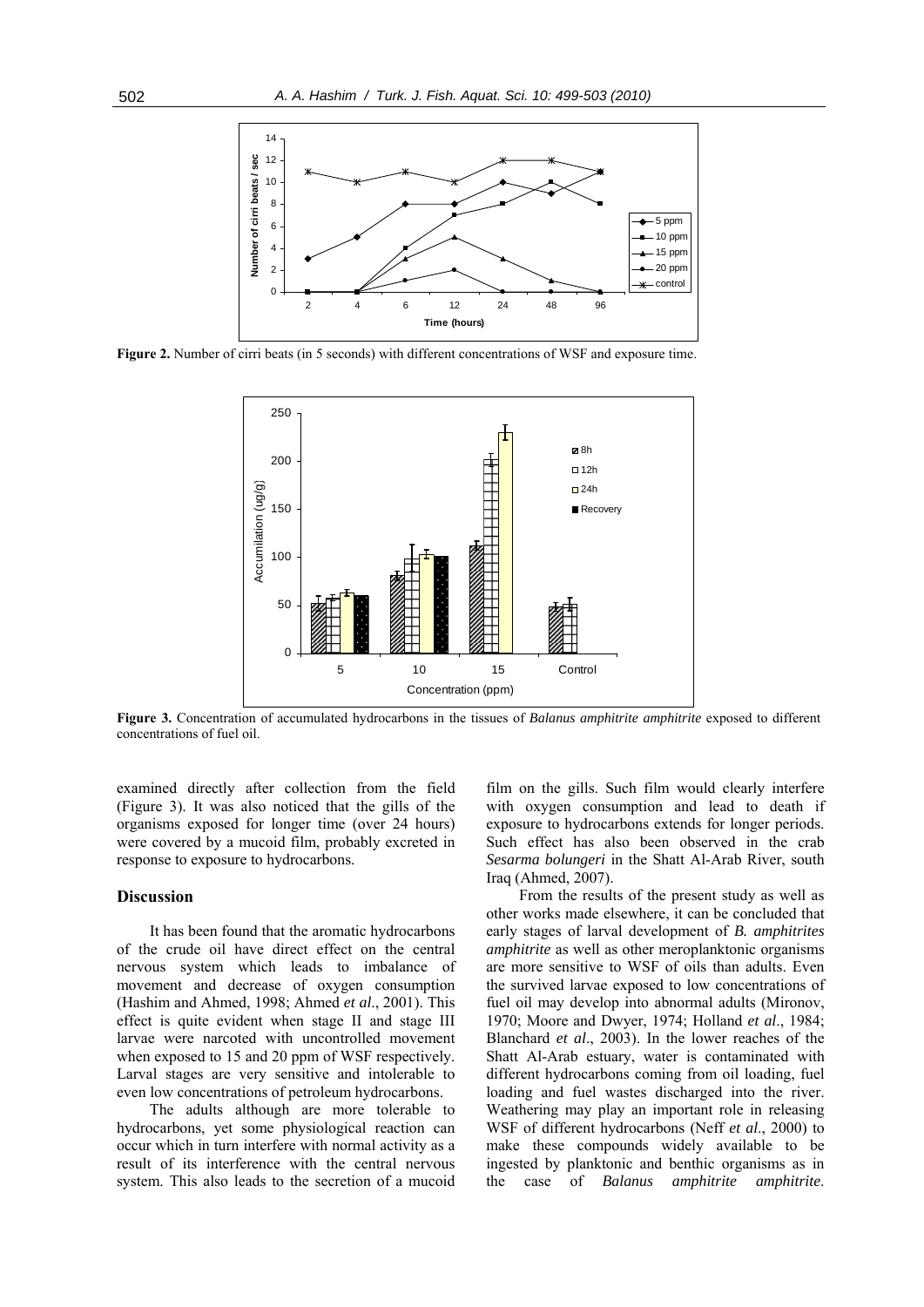Figure 2. Number of cirri beats (in 5 seconds) with different concentrations of WSF and exposure time.

Figure 3. Concentration of accumulated hydrocarbons in the tissues of *Balanus amphitrite amphitrite* exposed to different concentrations of fuel oil.

examined directly after collection from the field (Figure 3). It was also noticed that the gills of the organisms exposed for longer time (over 24 hours) were covered by a mucoid film, probably excreted in response to exposure to hydrocarbons.

## Discussion

It has been found that the aromatic hydrocarbons of the crude oil have direct effect on the central nervous system which leads to imbalance of movement and decrease of oxygen consumption (Hashim and Ahmed, 1998; Ahmed *et al*., 2001). This effect is quite evident when stage II and stage III larvae were narcoted with uncontrolled movement when exposed to 15 and 20 ppm of WSF respectively. Larval stages are very sensitive and intolerable to even low concentrations of petroleum hydrocarbons.

The adults although are more tolerable to hydrocarbons, yet some physiological reaction can occur which in turn interfere with normal activity as a result of its interference with the central nervous system. This also leads to the secretion of a mucoid film on the gills. Such film would clearly interfere with oxygen consumption and lead to death if exposure to hydrocarbons extends for longer periods. Such effect has also been observed in the crab *Sesarma bolungeri* in the Shatt Al-Arab River, south Iraq (Ahmed, 2007).

From the results of the present study as well as other works made elsewhere, it can be concluded that early stages of larval development of *B. amphitrites amphitrite* as well as other meroplanktonic organisms are more sensitive to WSF of oils than adults. Even the survived larvae exposed to low concentrations of fuel oil may develop into abnormal adults (Mironov, 1970; Moore and Dwyer, 1974; Holland *et al*., 1984; Blanchard *et al*., 2003). In the lower reaches of the Shatt Al-Arab estuary, water is contaminated with different hydrocarbons coming from oil loading, fuel loading and fuel wastes discharged into the river. Weathering may play an important role in releasing WSF of different hydrocarbons (Neff *et al*., 2000) to make these compounds widely available to be ingested by planktonic and benthic organisms as in the case of *Balanus amphitrite amphitrite*.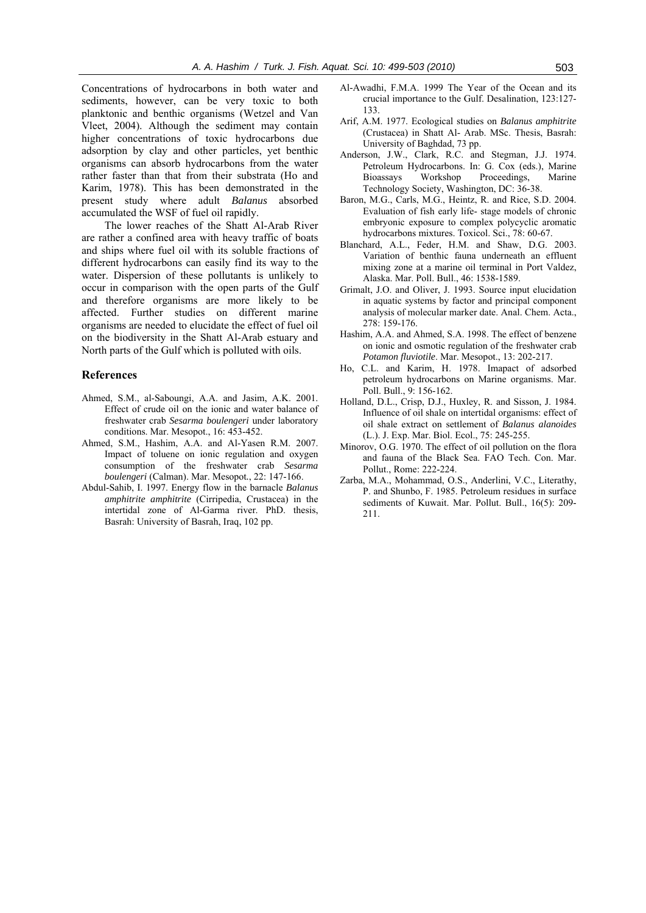Concentrations of hydrocarbons in both water and sediments, however, can be very toxic to both planktonic and benthic organisms (Wetzel and Van Vleet, 2004). Although the sediment may contain higher concentrations of toxic hydrocarbons due adsorption by clay and other particles, yet benthic organisms can absorb hydrocarbons from the water rather faster than that from their substrata (Ho and Karim, 1978). This has been demonstrated in the present study where adult *Balanus* absorbed accumulated the WSF of fuel oil rapidly.

The lower reaches of the Shatt Al-Arab River are rather a confined area with heavy traffic of boats and ships where fuel oil with its soluble fractions of different hydrocarbons can easily find its way to the water. Dispersion of these pollutants is unlikely to occur in comparison with the open parts of the Gulf and therefore organisms are more likely to be affected. Further studies on different marine organisms are needed to elucidate the effect of fuel oil on the biodiversity in the Shatt Al-Arab estuary and North parts of the Gulf which is polluted with oils.

## References

Ahmed, S.M., al-Saboungi, A.A. and Jasim, A.K. 2001. Effect of crude oil on the ionic and water balance of freshwater crab *Sesarma boulengeri* under laboratory conditions. Mar. Mesopot., 16: 453-452.

Ahmed, S.M., Hashim, A.A. and Al-Yasen R.M. 2007. Impact of toluene on ionic regulation and oxygen consumption of the freshwater crab *Sesarma boulengeri* (Calman). Mar. Mesopot., 22: 147-166.

Abdul-Sahib, I. 1997. Energy flow in the barnacle *Balanus amphitrite amphitrite* (Cirripedia, Crustacea) in the intertidal zone of Al-Garma river. PhD. thesis, Basrah: University of Basrah, Iraq, 102 pp.

Al-Awadhi, F.M.A. 1999 The Year of the Ocean and its crucial importance to the Gulf. Desalination, 123:127-133.

Arif, A.M. 1977. Ecological studies on *Balanus amphitrite* (Crustacea) in Shatt Al- Arab. MSc. Thesis, Basrah: University of Baghdad, 73 pp.

Anderson, J.W., Clark, R.C. and Stegman, J.J. 1974. Petroleum Hydrocarbons. In: G. Cox (eds.), Marine Bioassays Workshop Proceedings, Marine Technology Society, Washington, DC: 36-38.

Baron, M.G., Carls, M.G., Heintz, R. and Rice, S.D. 2004. Evaluation of fish early life- stage models of chronic embryonic exposure to complex polycyclic aromatic hydrocarbons mixtures. Toxicol. Sci., 78: 60-67.

Blanchard, A.L., Feder, H.M. and Shaw, D.G. 2003. Variation of benthic fauna underneath an effluent mixing zone at a marine oil terminal in Port Valdez, Alaska. Mar. Poll. Bull., 46: 1538-1589.

Grimalt, J.O. and Oliver, J. 1993. Source input elucidation in aquatic systems by factor and principal component analysis of molecular marker date. Anal. Chem. Acta., 278: 159-176.

Hashim, A.A. and Ahmed, S.A. 1998. The effect of benzene on ionic and osmotic regulation of the freshwater crab *Potamon fluviotile*. Mar. Mesopot., 13: 202-217.

Ho, C.L. and Karim, H. 1978. Imapact of adsorbed petroleum hydrocarbons on Marine organisms. Mar. Poll. Bull., 9: 156-162.

Holland, D.L., Crisp, D.J., Huxley, R. and Sisson, J. 1984. Influence of oil shale on intertidal organisms: effect of oil shale extract on settlement of *Balanus alanoides* (L.). J. Exp. Mar. Biol. Ecol., 75: 245-255.

Minorov, O.G. 1970. The effect of oil pollution on the flora and fauna of the Black Sea. FAO Tech. Con. Mar. Pollut., Rome: 222-224.

Zarba, M.A., Mohammad, O.S., Anderlini, V.C., Literathy, P. and Shunbo, F. 1985. Petroleum residues in surface sediments of Kuwait. Mar. Pollut. Bull., 16(5): 209-211.